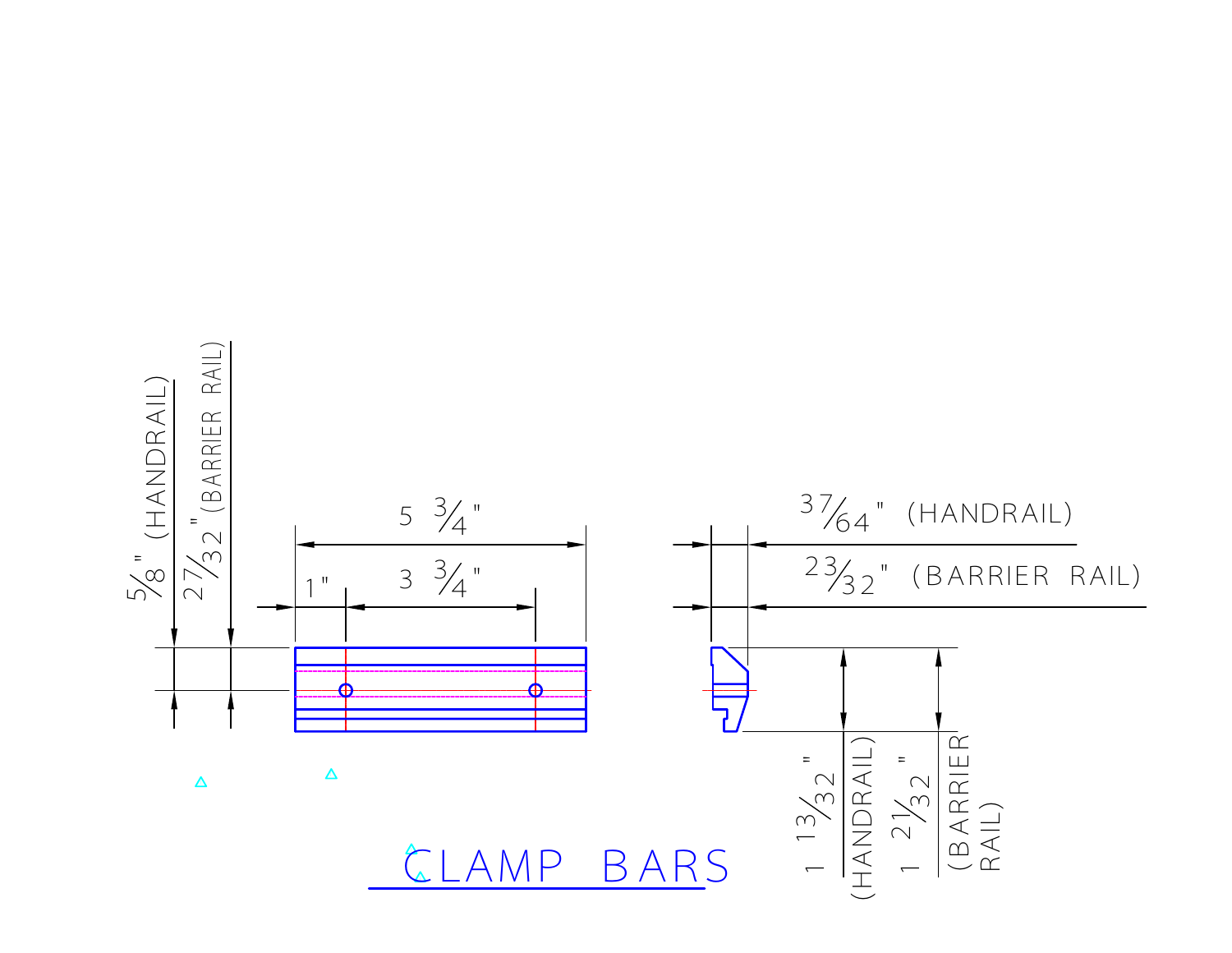# CLAMP BARS

5 3/4"

1"

3 3/4"

5/8" (HANDRAIL)

27/32" (BARRIER RAIL)

37/64" (HANDRAIL)

23/32" (BARRIER RAIL)

1 13/32" (HANDRAIL)

1 21/32" (BARRIER RAIL)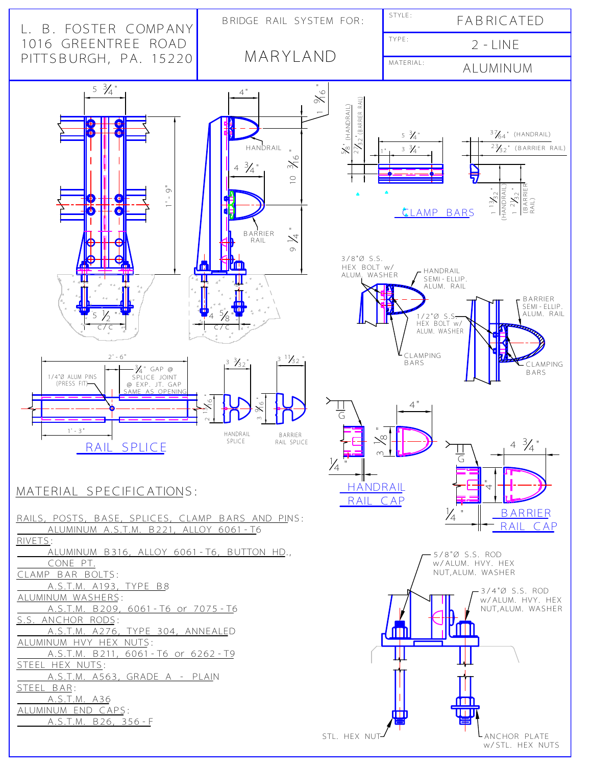L. B. FOSTER COMPANY
1016 GREENTREE ROAD
PITTSBURGH, PA. 15220

BRIDGE RAIL SYSTEM FOR:

MARYLAND

| | |
|---|---|
| STYLE: | FABRICATED |
| TYPE: | 2 - LINE |
| MATERIAL: | ALUMINUM |

5 3/4"

1'- 9"

5 1/2" C/C

4"

1 9/16"

HANDRAIL

4 3/4"

10 3/16"

BARRIER RAIL

9 1/4"

4 5/8" C/C

5/8" (HANDRAIL)

27/32" (BARRIER RAIL)

5 3/4"

1"

3 3/4"

37/64" (HANDRAIL)

23/32" (BARRIER RAIL)

1 13/32" (HANDRAIL)

1 21/32" (BARRIER RAIL)

CLAMP BARS

3/8"Ø S.S. HEX BOLT w/ ALUM. WASHER

HANDRAIL SEMI-ELLIP. ALUM. RAIL

1/2"Ø S.S. HEX BOLT w/ ALUM. WASHER

BARRIER SEMI-ELLIP. ALUM. RAIL

CLAMPING BARS

CLAMPING BARS

2'- 6"

1/4"Ø ALUM PINS (PRESS FIT)

3/4" GAP @ SPLICE JOINT @ EXP. JT. GAP SAME AS OPENING

1'- 3"

RAIL SPLICE

3 3/32"

2 13/16"

HANDRAIL SPLICE

3 11/32"

3 9/16"

BARRIER RAIL SPLICE

4"

3 1/8"

1/4"

HANDRAIL RAIL CAP

4 3/4"

4"

1/4"

BARRIER RAIL CAP

## MATERIAL SPECIFICATIONS:

RAILS, POSTS, BASE, SPLICES, CLAMP BARS AND PINS:
ALUMINUM A.S.T.M. B221, ALLOY 6061-T6

RIVETS:
ALUMINUM B316, ALLOY 6061-T6, BUTTON HD., CONE PT.

CLAMP BAR BOLTS:
A.S.T.M. A193, TYPE B8

ALUMINUM WASHERS:
A.S.T.M. B209, 6061-T6 or 7075-T6

S.S. ANCHOR RODS:
A.S.T.M. A276, TYPE 304, ANNEALED

ALUMINUM HVY HEX NUTS:
A.S.T.M. B211, 6061-T6 or 6262-T9

STEEL HEX NUTS:
A.S.T.M. A563, GRADE A - PLAIN

STEEL BAR:
A.S.T.M. A36

ALUMINUM END CAPS:
A.S.T.M. B26, 356-F

5/8"Ø S.S. ROD w/ALUM. HVY. HEX NUT,ALUM. WASHER

3/4"Ø S.S. ROD w/ALUM. HVY. HEX NUT,ALUM. WASHER

STL. HEX NUT

ANCHOR PLATE w/STL. HEX NUTS